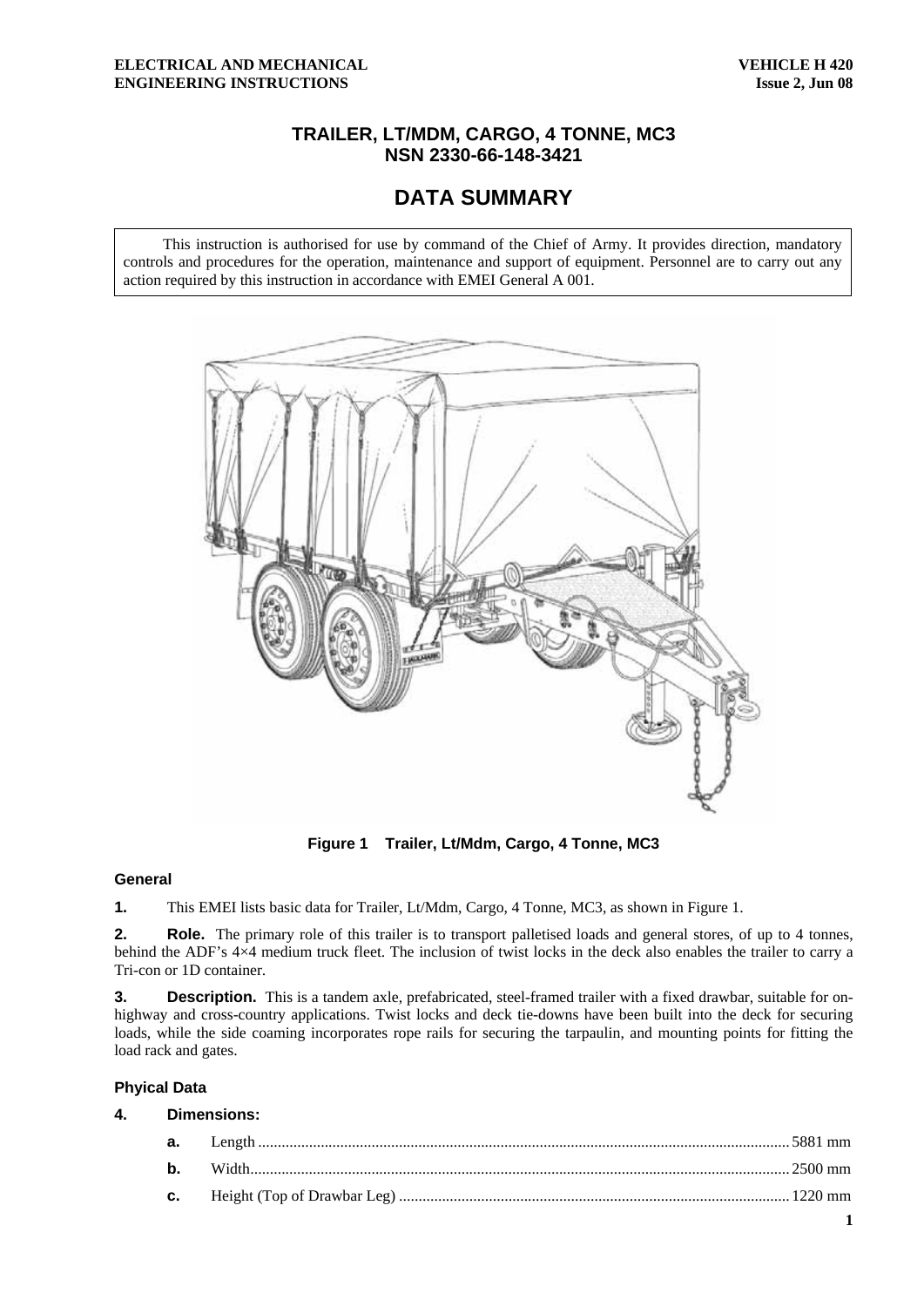# TRAILER, LT/MDM, CARGO, 4 TONNE, MC3
# NSN 2330-66-148-3421

## DATA SUMMARY

This instruction is authorised for use by command of the Chief of Army. It provides direction, mandatory controls and procedures for the operation, maintenance and support of equipment. Personnel are to carry out any action required by this instruction in accordance with EMEI General A 001.

**Figure 1 Trailer, Lt/Mdm, Cargo, 4 Tonne, MC3**

### General

**1.** This EMEI lists basic data for Trailer, Lt/Mdm, Cargo, 4 Tonne, MC3, as shown in Figure 1.

**2. Role.** The primary role of this trailer is to transport palletised loads and general stores, of up to 4 tonnes, behind the ADF's 4×4 medium truck fleet. The inclusion of twist locks in the deck also enables the trailer to carry a Tri-con or 1D container.

**3. Description.** This is a tandem axle, prefabricated, steel-framed trailer with a fixed drawbar, suitable for on-highway and cross-country applications. Twist locks and deck tie-downs have been built into the deck for securing loads, while the side coaming incorporates rope rails for securing the tarpaulin, and mounting points for fitting the load rack and gates.

### Phyical Data

**4. Dimensions:**

- **a.** Length ........................................ 5881 mm
- **b.** Width ........................................ 2500 mm
- **c.** Height (Top of Drawbar Leg) ........................................ 1220 mm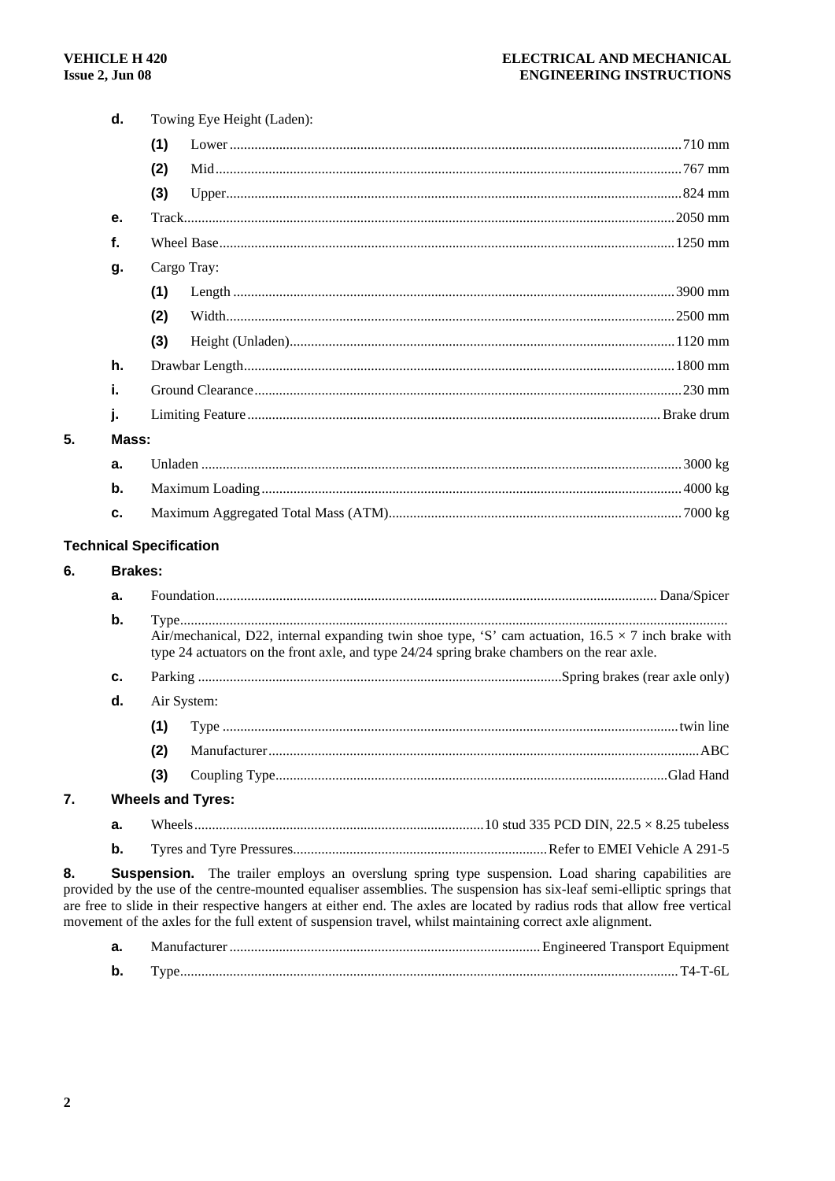**d.** Towing Eye Height (Laden):

- **(1)** Lower ........ 710 mm
- **(2)** Mid ........ 767 mm
- **(3)** Upper ........ 824 mm

**e.** Track ........ 2050 mm

**f.** Wheel Base ........ 1250 mm

**g.** Cargo Tray:

- **(1)** Length ........ 3900 mm
- **(2)** Width ........ 2500 mm
- **(3)** Height (Unladen) ........ 1120 mm

**h.** Drawbar Length ........ 1800 mm

**i.** Ground Clearance ........ 230 mm

**j.** Limiting Feature ........ Brake drum

**5. Mass:**

**a.** Unladen ........ 3000 kg

**b.** Maximum Loading ........ 4000 kg

**c.** Maximum Aggregated Total Mass (ATM) ........ 7000 kg

## Technical Specification

**6. Brakes:**

**a.** Foundation ........ Dana/Spicer

**b.** Type ........
Air/mechanical, D22, internal expanding twin shoe type, 'S' cam actuation, 16.5 × 7 inch brake with type 24 actuators on the front axle, and type 24/24 spring brake chambers on the rear axle.

**c.** Parking ........ Spring brakes (rear axle only)

**d.** Air System:

- **(1)** Type ........ twin line
- **(2)** Manufacturer ........ ABC
- **(3)** Coupling Type ........ Glad Hand

**7. Wheels and Tyres:**

**a.** Wheels ........ 10 stud 335 PCD DIN, 22.5 × 8.25 tubeless

**b.** Tyres and Tyre Pressures ........ Refer to EMEI Vehicle A 291-5

**8. Suspension.** The trailer employs an overslung spring type suspension. Load sharing capabilities are provided by the use of the centre-mounted equaliser assemblies. The suspension has six-leaf semi-elliptic springs that are free to slide in their respective hangers at either end. The axles are located by radius rods that allow free vertical movement of the axles for the full extent of suspension travel, whilst maintaining correct axle alignment.

**a.** Manufacturer ........ Engineered Transport Equipment

**b.** Type ........ T4-T-6L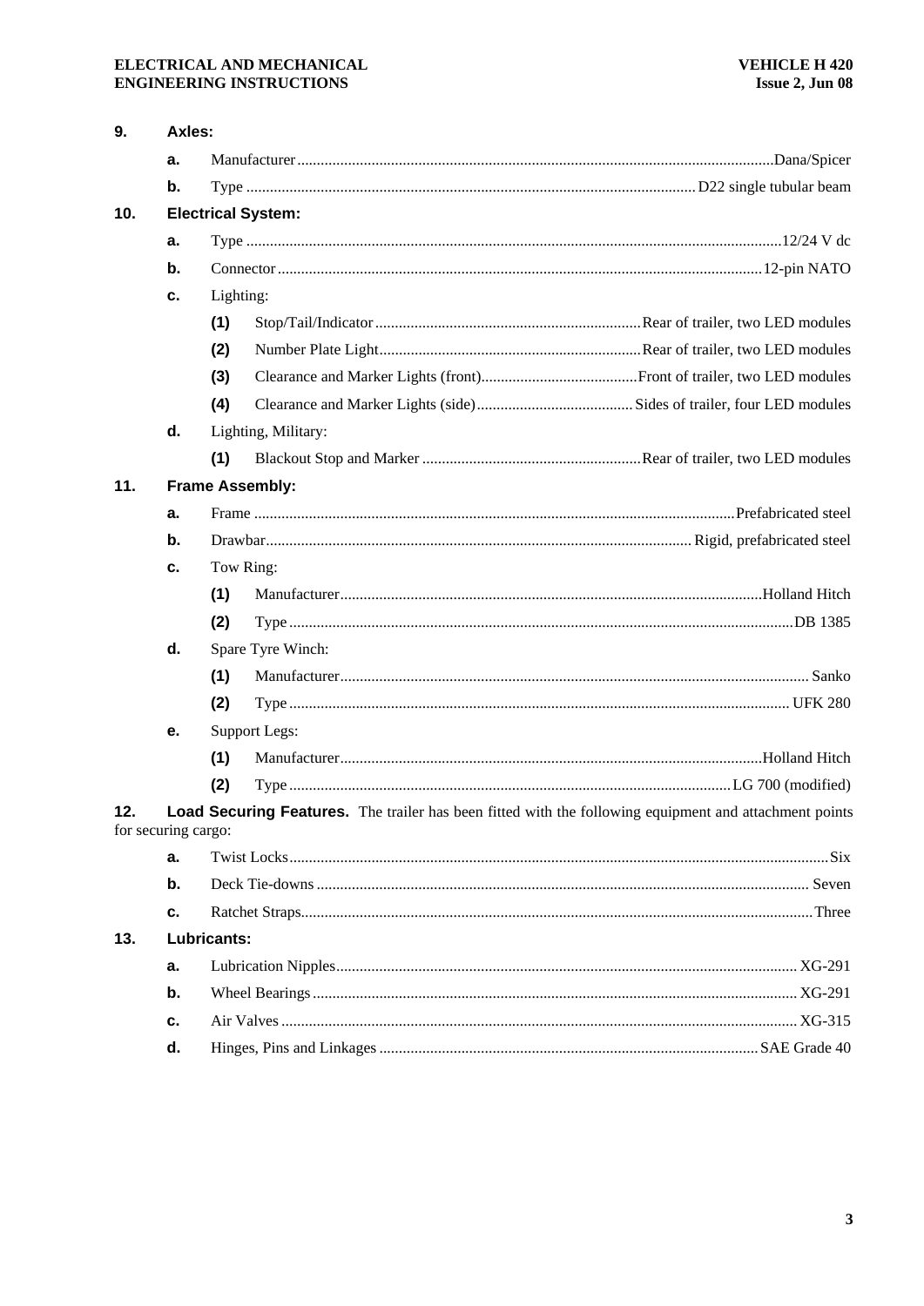**9. Axles:**

- **a.** Manufacturer ........................................ Dana/Spicer
- **b.** Type ........................................ D22 single tubular beam

**10. Electrical System:**

- **a.** Type ........................................ 12/24 V dc
- **b.** Connector ........................................ 12-pin NATO
- **c.** Lighting:
  - **(1)** Stop/Tail/Indicator ........................................ Rear of trailer, two LED modules
  - **(2)** Number Plate Light ........................................ Rear of trailer, two LED modules
  - **(3)** Clearance and Marker Lights (front) ........................................ Front of trailer, two LED modules
  - **(4)** Clearance and Marker Lights (side) ........................................ Sides of trailer, four LED modules
- **d.** Lighting, Military:
  - **(1)** Blackout Stop and Marker ........................................ Rear of trailer, two LED modules

**11. Frame Assembly:**

- **a.** Frame ........................................ Prefabricated steel
- **b.** Drawbar ........................................ Rigid, prefabricated steel
- **c.** Tow Ring:
  - **(1)** Manufacturer ........................................ Holland Hitch
  - **(2)** Type ........................................ DB 1385
- **d.** Spare Tyre Winch:
  - **(1)** Manufacturer ........................................ Sanko
  - **(2)** Type ........................................ UFK 280
- **e.** Support Legs:
  - **(1)** Manufacturer ........................................ Holland Hitch
  - **(2)** Type ........................................ LG 700 (modified)

**12. Load Securing Features.** The trailer has been fitted with the following equipment and attachment points for securing cargo:

- **a.** Twist Locks ........................................ Six
- **b.** Deck Tie-downs ........................................ Seven
- **c.** Ratchet Straps ........................................ Three

**13. Lubricants:**

- **a.** Lubrication Nipples ........................................ XG-291
- **b.** Wheel Bearings ........................................ XG-291
- **c.** Air Valves ........................................ XG-315
- **d.** Hinges, Pins and Linkages ........................................ SAE Grade 40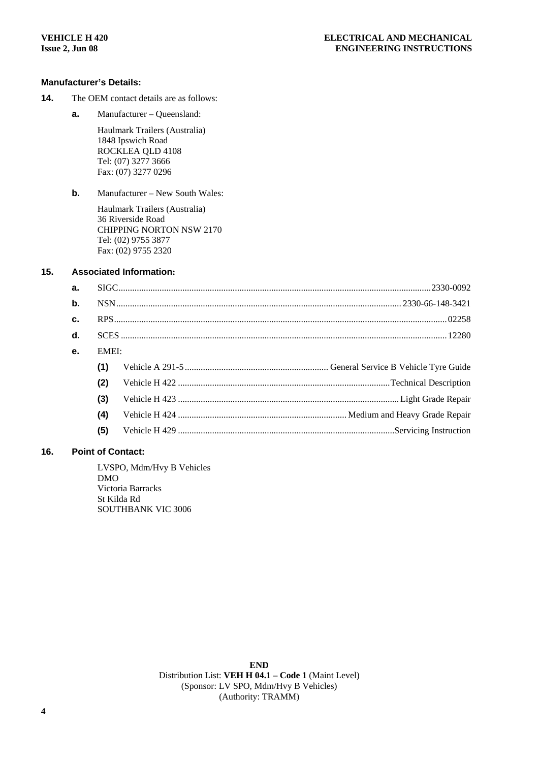**Manufacturer's Details:**

**14.** The OEM contact details are as follows:

**a.** Manufacturer – Queensland:

Haulmark Trailers (Australia)
1848 Ipswich Road
ROCKLEA QLD 4108
Tel: (07) 3277 3666
Fax: (07) 3277 0296

**b.** Manufacturer – New South Wales:

Haulmark Trailers (Australia)
36 Riverside Road
CHIPPING NORTON NSW 2170
Tel: (02) 9755 3877
Fax: (02) 9755 2320

**15. Associated Information:**

**a.** SIGC.......2330-0092

**b.** NSN.......2330-66-148-3421

**c.** RPS.......02258

**d.** SCES.......12280

**e.** EMEI:

**(1)** Vehicle A 291-5.......General Service B Vehicle Tyre Guide

**(2)** Vehicle H 422.......Technical Description

**(3)** Vehicle H 423.......Light Grade Repair

**(4)** Vehicle H 424.......Medium and Heavy Grade Repair

**(5)** Vehicle H 429.......Servicing Instruction

**16. Point of Contact:**

LVSPO, Mdm/Hvy B Vehicles
DMO
Victoria Barracks
St Kilda Rd
SOUTHBANK VIC 3006

**END**

Distribution List: **VEH H 04.1 – Code 1** (Maint Level)
(Sponsor: LV SPO, Mdm/Hvy B Vehicles)
(Authority: TRAMM)